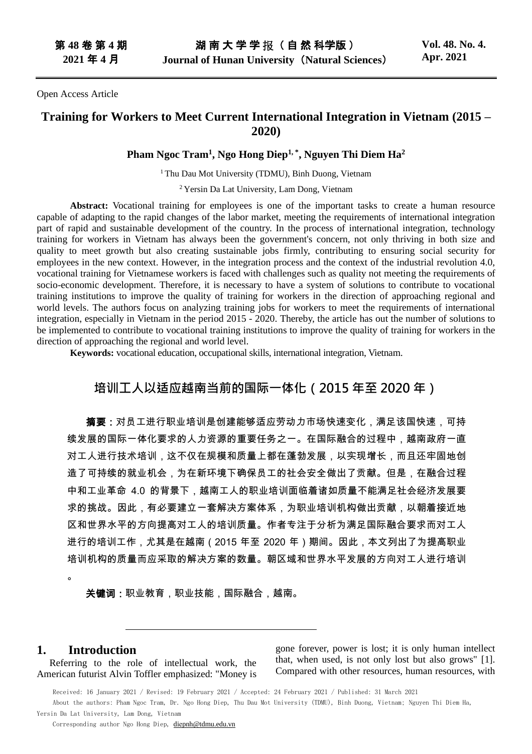Open Access Article

# Training for Workers to Meet Current International Integration in Vietnam (2015 – 2020)

**Pham Ngoc Tram[1], Ngo Hong Diep[1,*], Nguyen Thi Diem Ha[2]**

[1] Thu Dau Mot University (TDMU), Binh Duong, Vietnam

[2] Yersin Da Lat University, Lam Dong, Vietnam

**Abstract:** Vocational training for employees is one of the important tasks to create a human resource capable of adapting to the rapid changes of the labor market, meeting the requirements of international integration part of rapid and sustainable development of the country. In the process of international integration, technology training for workers in Vietnam has always been the government's concern, not only thriving in both size and quality to meet growth but also creating sustainable jobs firmly, contributing to ensuring social security for employees in the new context. However, in the integration process and the context of the industrial revolution 4.0, vocational training for Vietnamese workers is faced with challenges such as quality not meeting the requirements of socio-economic development. Therefore, it is necessary to have a system of solutions to contribute to vocational training institutions to improve the quality of training for workers in the direction of approaching regional and world levels. The authors focus on analyzing training jobs for workers to meet the requirements of international integration, especially in Vietnam in the period 2015 - 2020. Thereby, the article has out the number of solutions to be implemented to contribute to vocational training institutions to improve the quality of training for workers in the direction of approaching the regional and world level.

**Keywords:** vocational education, occupational skills, international integration, Vietnam.

# 培训工人以适应越南当前的国际一体化（2015 年至 2020 年）

**摘要**：对员工进行职业培训是创建能够适应劳动力市场快速变化，满足该国快速，可持续发展的国际一体化要求的人力资源的重要任务之一。在国际融合的过程中，越南政府一直对工人进行技术培训，这不仅在规模和质量上都在蓬勃发展，以实现增长，而且还牢固地创造了可持续的就业机会，为在新环境下确保员工的社会安全做出了贡献。但是，在融合过程中和工业革命 4.0 的背景下，越南工人的职业培训面临着诸如质量不能满足社会经济发展要求的挑战。因此，有必要建立一套解决方案体系，为职业培训机构做出贡献，以朝着接近地区和世界水平的方向提高对工人的培训质量。作者专注于分析为满足国际融合要求而对工人进行的培训工作，尤其是在越南（2015 年至 2020 年）期间。因此，本文列出了为提高职业培训机构的质量而应采取的解决方案的数量。朝区域和世界水平发展的方向对工人进行培训。

**关键词**：职业教育，职业技能，国际融合，越南。

## 1. Introduction

Referring to the role of intellectual work, the American futurist Alvin Toffler emphasized: "Money is gone forever, power is lost; it is only human intellect that, when used, is not only lost but also grows" [1]. Compared with other resources, human resources, with

Received: 16 January 2021 / Revised: 19 February 2021 / Accepted: 24 February 2021 / Published: 31 March 2021

About the authors: Pham Ngoc Tram, Dr. Ngo Hong Diep, Thu Dau Mot University (TDMU), Binh Duong, Vietnam; Nguyen Thi Diem Ha, Yersin Da Lat University, Lam Dong, Vietnam

Corresponding author Ngo Hong Diep, diepnh@tdmu.edu.vn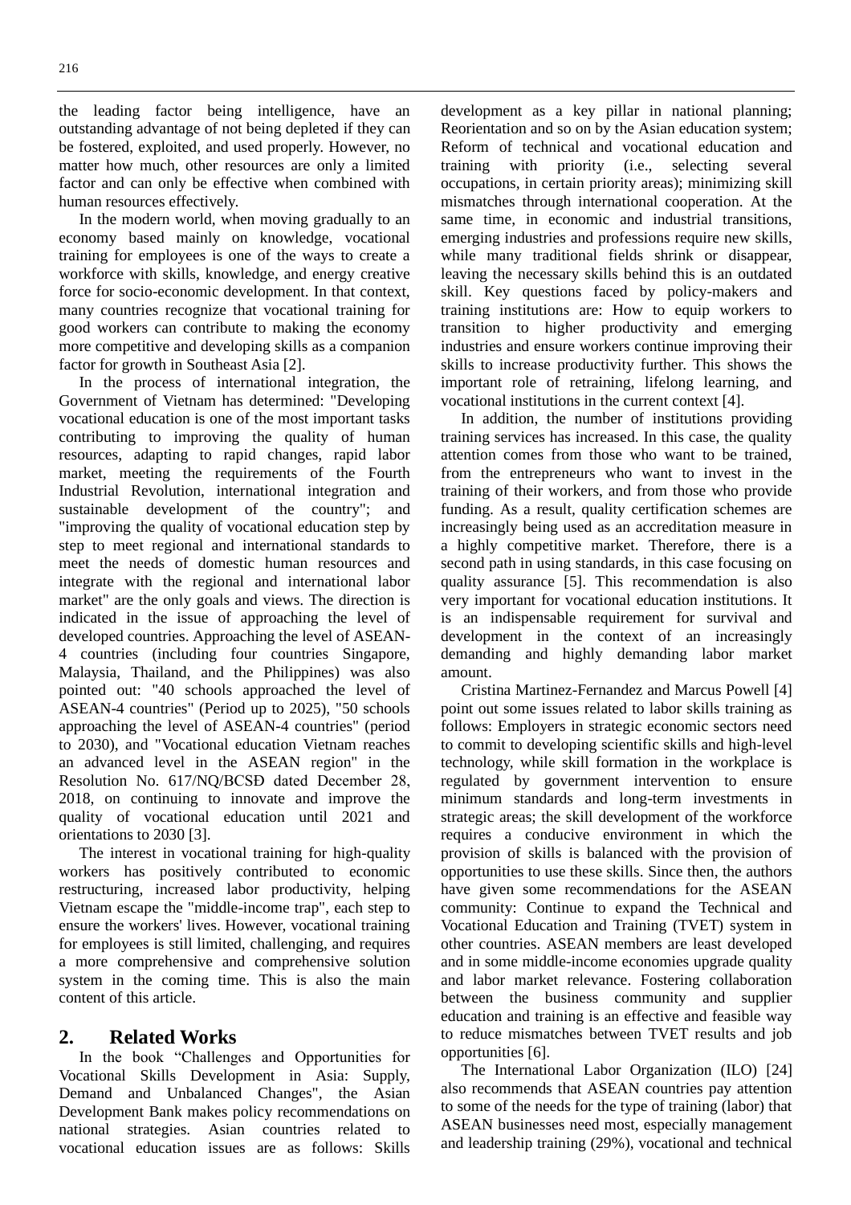the leading factor being intelligence, have an outstanding advantage of not being depleted if they can be fostered, exploited, and used properly. However, no matter how much, other resources are only a limited factor and can only be effective when combined with human resources effectively.

In the modern world, when moving gradually to an economy based mainly on knowledge, vocational training for employees is one of the ways to create a workforce with skills, knowledge, and energy creative force for socio-economic development. In that context, many countries recognize that vocational training for good workers can contribute to making the economy more competitive and developing skills as a companion factor for growth in Southeast Asia [2].

In the process of international integration, the Government of Vietnam has determined: "Developing vocational education is one of the most important tasks contributing to improving the quality of human resources, adapting to rapid changes, rapid labor market, meeting the requirements of the Fourth Industrial Revolution, international integration and sustainable development of the country"; and "improving the quality of vocational education step by step to meet regional and international standards to meet the needs of domestic human resources and integrate with the regional and international labor market" are the only goals and views. The direction is indicated in the issue of approaching the level of developed countries. Approaching the level of ASEAN-4 countries (including four countries Singapore, Malaysia, Thailand, and the Philippines) was also pointed out: "40 schools approached the level of ASEAN-4 countries" (Period up to 2025), "50 schools approaching the level of ASEAN-4 countries" (period to 2030), and "Vocational education Vietnam reaches an advanced level in the ASEAN region" in the Resolution No. 617/NQ/BCSĐ dated December 28, 2018, on continuing to innovate and improve the quality of vocational education until 2021 and orientations to 2030 [3].

The interest in vocational training for high-quality workers has positively contributed to economic restructuring, increased labor productivity, helping Vietnam escape the "middle-income trap", each step to ensure the workers' lives. However, vocational training for employees is still limited, challenging, and requires a more comprehensive and comprehensive solution system in the coming time. This is also the main content of this article.

## 2. Related Works

In the book "Challenges and Opportunities for Vocational Skills Development in Asia: Supply, Demand and Unbalanced Changes", the Asian Development Bank makes policy recommendations on national strategies. Asian countries related to vocational education issues are as follows: Skills development as a key pillar in national planning; Reorientation and so on by the Asian education system; Reform of technical and vocational education and training with priority (i.e., selecting several occupations, in certain priority areas); minimizing skill mismatches through international cooperation. At the same time, in economic and industrial transitions, emerging industries and professions require new skills, while many traditional fields shrink or disappear, leaving the necessary skills behind this is an outdated skill. Key questions faced by policy-makers and training institutions are: How to equip workers to transition to higher productivity and emerging industries and ensure workers continue improving their skills to increase productivity further. This shows the important role of retraining, lifelong learning, and vocational institutions in the current context [4].

In addition, the number of institutions providing training services has increased. In this case, the quality attention comes from those who want to be trained, from the entrepreneurs who want to invest in the training of their workers, and from those who provide funding. As a result, quality certification schemes are increasingly being used as an accreditation measure in a highly competitive market. Therefore, there is a second path in using standards, in this case focusing on quality assurance [5]. This recommendation is also very important for vocational education institutions. It is an indispensable requirement for survival and development in the context of an increasingly demanding and highly demanding labor market amount.

Cristina Martinez-Fernandez and Marcus Powell [4] point out some issues related to labor skills training as follows: Employers in strategic economic sectors need to commit to developing scientific skills and high-level technology, while skill formation in the workplace is regulated by government intervention to ensure minimum standards and long-term investments in strategic areas; the skill development of the workforce requires a conducive environment in which the provision of skills is balanced with the provision of opportunities to use these skills. Since then, the authors have given some recommendations for the ASEAN community: Continue to expand the Technical and Vocational Education and Training (TVET) system in other countries. ASEAN members are least developed and in some middle-income economies upgrade quality and labor market relevance. Fostering collaboration between the business community and supplier education and training is an effective and feasible way to reduce mismatches between TVET results and job opportunities [6].

The International Labor Organization (ILO) [24] also recommends that ASEAN countries pay attention to some of the needs for the type of training (labor) that ASEAN businesses need most, especially management and leadership training (29%), vocational and technical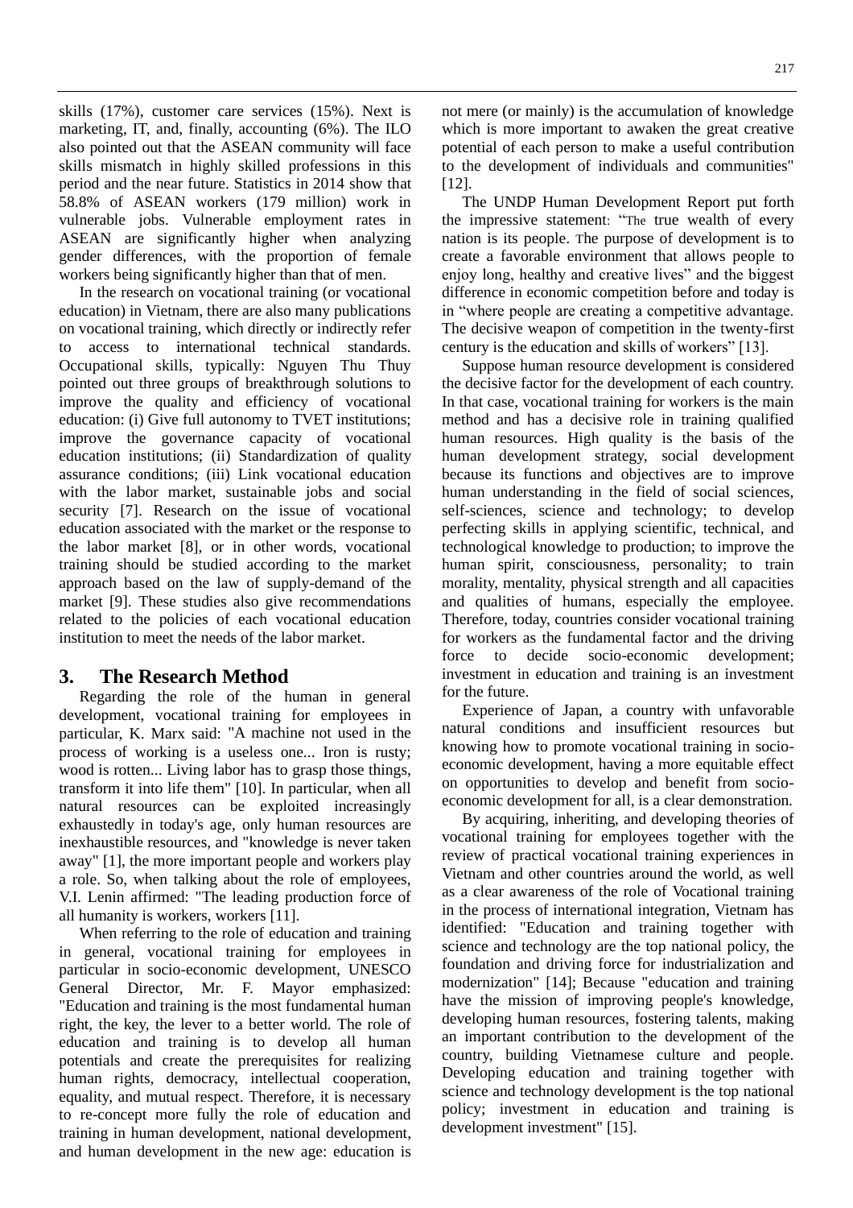skills (17%), customer care services (15%). Next is marketing, IT, and, finally, accounting (6%). The ILO also pointed out that the ASEAN community will face skills mismatch in highly skilled professions in this period and the near future. Statistics in 2014 show that 58.8% of ASEAN workers (179 million) work in vulnerable jobs. Vulnerable employment rates in ASEAN are significantly higher when analyzing gender differences, with the proportion of female workers being significantly higher than that of men.

In the research on vocational training (or vocational education) in Vietnam, there are also many publications on vocational training, which directly or indirectly refer to access to international technical standards. Occupational skills, typically: Nguyen Thu Thuy pointed out three groups of breakthrough solutions to improve the quality and efficiency of vocational education: (i) Give full autonomy to TVET institutions; improve the governance capacity of vocational education institutions; (ii) Standardization of quality assurance conditions; (iii) Link vocational education with the labor market, sustainable jobs and social security [7]. Research on the issue of vocational education associated with the market or the response to the labor market [8], or in other words, vocational training should be studied according to the market approach based on the law of supply-demand of the market [9]. These studies also give recommendations related to the policies of each vocational education institution to meet the needs of the labor market.

## 3. The Research Method

Regarding the role of the human in general development, vocational training for employees in particular, K. Marx said: "A machine not used in the process of working is a useless one... Iron is rusty; wood is rotten... Living labor has to grasp those things, transform it into life them" [10]. In particular, when all natural resources can be exploited increasingly exhaustedly in today's age, only human resources are inexhaustible resources, and "knowledge is never taken away" [1], the more important people and workers play a role. So, when talking about the role of employees, V.I. Lenin affirmed: "The leading production force of all humanity is workers, workers [11].

When referring to the role of education and training in general, vocational training for employees in particular in socio-economic development, UNESCO General Director, Mr. F. Mayor emphasized: "Education and training is the most fundamental human right, the key, the lever to a better world. The role of education and training is to develop all human potentials and create the prerequisites for realizing human rights, democracy, intellectual cooperation, equality, and mutual respect. Therefore, it is necessary to re-concept more fully the role of education and training in human development, national development, and human development in the new age: education is not mere (or mainly) is the accumulation of knowledge which is more important to awaken the great creative potential of each person to make a useful contribution to the development of individuals and communities" [12].

The UNDP Human Development Report put forth the impressive statement: "The true wealth of every nation is its people. The purpose of development is to create a favorable environment that allows people to enjoy long, healthy and creative lives" and the biggest difference in economic competition before and today is in "where people are creating a competitive advantage. The decisive weapon of competition in the twenty-first century is the education and skills of workers" [13].

Suppose human resource development is considered the decisive factor for the development of each country. In that case, vocational training for workers is the main method and has a decisive role in training qualified human resources. High quality is the basis of the human development strategy, social development because its functions and objectives are to improve human understanding in the field of social sciences, self-sciences, science and technology; to develop perfecting skills in applying scientific, technical, and technological knowledge to production; to improve the human spirit, consciousness, personality; to train morality, mentality, physical strength and all capacities and qualities of humans, especially the employee. Therefore, today, countries consider vocational training for workers as the fundamental factor and the driving force to decide socio-economic development; investment in education and training is an investment for the future.

Experience of Japan, a country with unfavorable natural conditions and insufficient resources but knowing how to promote vocational training in socio-economic development, having a more equitable effect on opportunities to develop and benefit from socio-economic development for all, is a clear demonstration.

By acquiring, inheriting, and developing theories of vocational training for employees together with the review of practical vocational training experiences in Vietnam and other countries around the world, as well as a clear awareness of the role of Vocational training in the process of international integration, Vietnam has identified: "Education and training together with science and technology are the top national policy, the foundation and driving force for industrialization and modernization" [14]; Because "education and training have the mission of improving people's knowledge, developing human resources, fostering talents, making an important contribution to the development of the country, building Vietnamese culture and people. Developing education and training together with science and technology development is the top national policy; investment in education and training is development investment" [15].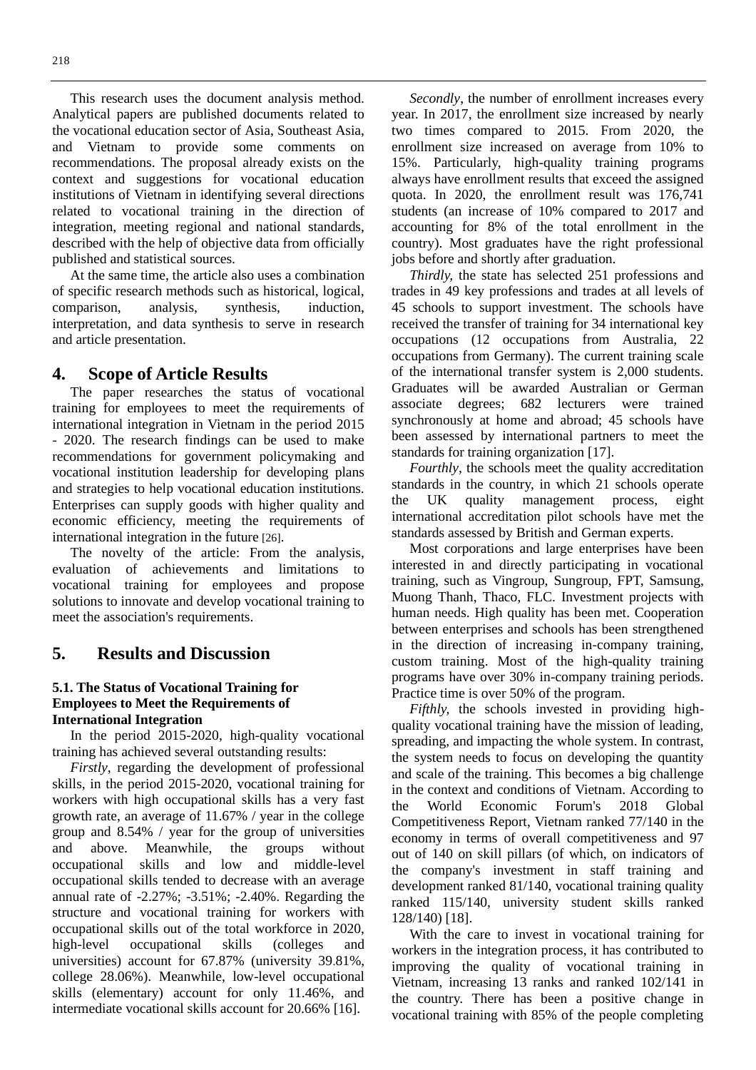This research uses the document analysis method. Analytical papers are published documents related to the vocational education sector of Asia, Southeast Asia, and Vietnam to provide some comments on recommendations. The proposal already exists on the context and suggestions for vocational education institutions of Vietnam in identifying several directions related to vocational training in the direction of integration, meeting regional and national standards, described with the help of objective data from officially published and statistical sources.

At the same time, the article also uses a combination of specific research methods such as historical, logical, comparison, analysis, synthesis, induction, interpretation, and data synthesis to serve in research and article presentation.

## 4. Scope of Article Results

The paper researches the status of vocational training for employees to meet the requirements of international integration in Vietnam in the period 2015 - 2020. The research findings can be used to make recommendations for government policymaking and vocational institution leadership for developing plans and strategies to help vocational education institutions. Enterprises can supply goods with higher quality and economic efficiency, meeting the requirements of international integration in the future [26].

The novelty of the article: From the analysis, evaluation of achievements and limitations to vocational training for employees and propose solutions to innovate and develop vocational training to meet the association's requirements.

## 5. Results and Discussion

### 5.1. The Status of Vocational Training for Employees to Meet the Requirements of International Integration

In the period 2015-2020, high-quality vocational training has achieved several outstanding results:

*Firstly*, regarding the development of professional skills, in the period 2015-2020, vocational training for workers with high occupational skills has a very fast growth rate, an average of 11.67% / year in the college group and 8.54% / year for the group of universities and above. Meanwhile, the groups without occupational skills and low and middle-level occupational skills tended to decrease with an average annual rate of -2.27%; -3.51%; -2.40%. Regarding the structure and vocational training for workers with occupational skills out of the total workforce in 2020, high-level occupational skills (colleges and universities) account for 67.87% (university 39.81%, college 28.06%). Meanwhile, low-level occupational skills (elementary) account for only 11.46%, and intermediate vocational skills account for 20.66% [16].

*Secondly*, the number of enrollment increases every year. In 2017, the enrollment size increased by nearly two times compared to 2015. From 2020, the enrollment size increased on average from 10% to 15%. Particularly, high-quality training programs always have enrollment results that exceed the assigned quota. In 2020, the enrollment result was 176,741 students (an increase of 10% compared to 2017 and accounting for 8% of the total enrollment in the country). Most graduates have the right professional jobs before and shortly after graduation.

*Thirdly,* the state has selected 251 professions and trades in 49 key professions and trades at all levels of 45 schools to support investment. The schools have received the transfer of training for 34 international key occupations (12 occupations from Australia, 22 occupations from Germany). The current training scale of the international transfer system is 2,000 students. Graduates will be awarded Australian or German associate degrees; 682 lecturers were trained synchronously at home and abroad; 45 schools have been assessed by international partners to meet the standards for training organization [17].

*Fourthly*, the schools meet the quality accreditation standards in the country, in which 21 schools operate the UK quality management process, eight international accreditation pilot schools have met the standards assessed by British and German experts.

Most corporations and large enterprises have been interested in and directly participating in vocational training, such as Vingroup, Sungroup, FPT, Samsung, Muong Thanh, Thaco, FLC. Investment projects with human needs. High quality has been met. Cooperation between enterprises and schools has been strengthened in the direction of increasing in-company training, custom training. Most of the high-quality training programs have over 30% in-company training periods. Practice time is over 50% of the program.

*Fifthly,* the schools invested in providing high-quality vocational training have the mission of leading, spreading, and impacting the whole system. In contrast, the system needs to focus on developing the quantity and scale of the training. This becomes a big challenge in the context and conditions of Vietnam. According to the World Economic Forum's 2018 Global Competitiveness Report, Vietnam ranked 77/140 in the economy in terms of overall competitiveness and 97 out of 140 on skill pillars (of which, on indicators of the company's investment in staff training and development ranked 81/140, vocational training quality ranked 115/140, university student skills ranked 128/140) [18].

With the care to invest in vocational training for workers in the integration process, it has contributed to improving the quality of vocational training in Vietnam, increasing 13 ranks and ranked 102/141 in the country. There has been a positive change in vocational training with 85% of the people completing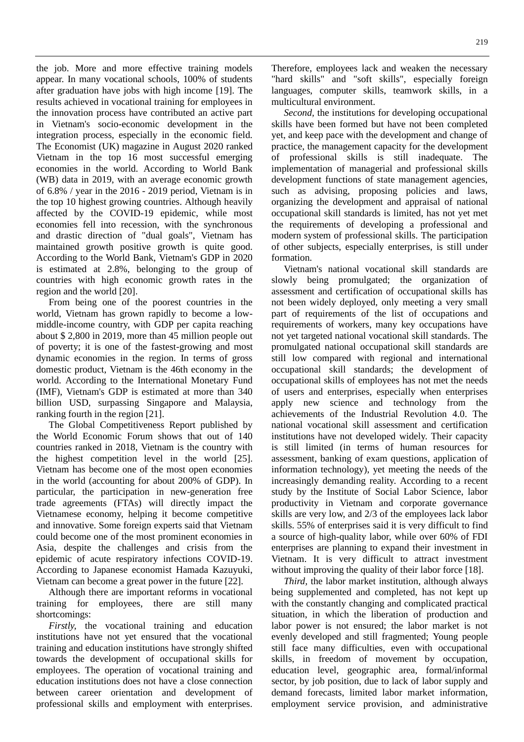the job. More and more effective training models appear. In many vocational schools, 100% of students after graduation have jobs with high income [19]. The results achieved in vocational training for employees in the innovation process have contributed an active part in Vietnam's socio-economic development in the integration process, especially in the economic field. The Economist (UK) magazine in August 2020 ranked Vietnam in the top 16 most successful emerging economies in the world. According to World Bank (WB) data in 2019, with an average economic growth of 6.8% / year in the 2016 - 2019 period, Vietnam is in the top 10 highest growing countries. Although heavily affected by the COVID-19 epidemic, while most economies fell into recession, with the synchronous and drastic direction of "dual goals", Vietnam has maintained growth positive growth is quite good. According to the World Bank, Vietnam's GDP in 2020 is estimated at 2.8%, belonging to the group of countries with high economic growth rates in the region and the world [20].

From being one of the poorest countries in the world, Vietnam has grown rapidly to become a low-middle-income country, with GDP per capita reaching about $ 2,800 in 2019, more than 45 million people out of poverty; it is one of the fastest-growing and most dynamic economies in the region. In terms of gross domestic product, Vietnam is the 46th economy in the world. According to the International Monetary Fund (IMF), Vietnam's GDP is estimated at more than 340 billion USD, surpassing Singapore and Malaysia, ranking fourth in the region [21].

The Global Competitiveness Report published by the World Economic Forum shows that out of 140 countries ranked in 2018, Vietnam is the country with the highest competition level in the world [25]. Vietnam has become one of the most open economies in the world (accounting for about 200% of GDP). In particular, the participation in new-generation free trade agreements (FTAs) will directly impact the Vietnamese economy, helping it become competitive and innovative. Some foreign experts said that Vietnam could become one of the most prominent economies in Asia, despite the challenges and crisis from the epidemic of acute respiratory infections COVID-19. According to Japanese economist Hamada Kazuyuki, Vietnam can become a great power in the future [22].

Although there are important reforms in vocational training for employees, there are still many shortcomings:

*Firstly*, the vocational training and education institutions have not yet ensured that the vocational training and education institutions have strongly shifted towards the development of occupational skills for employees. The operation of vocational training and education institutions does not have a close connection between career orientation and development of professional skills and employment with enterprises. Therefore, employees lack and weaken the necessary "hard skills" and "soft skills", especially foreign languages, computer skills, teamwork skills, in a multicultural environment.

*Second*, the institutions for developing occupational skills have been formed but have not been completed yet, and keep pace with the development and change of practice, the management capacity for the development of professional skills is still inadequate. The implementation of managerial and professional skills development functions of state management agencies, such as advising, proposing policies and laws, organizing the development and appraisal of national occupational skill standards is limited, has not yet met the requirements of developing a professional and modern system of professional skills. The participation of other subjects, especially enterprises, is still under formation.

Vietnam's national vocational skill standards are slowly being promulgated; the organization of assessment and certification of occupational skills has not been widely deployed, only meeting a very small part of requirements of the list of occupations and requirements of workers, many key occupations have not yet targeted national vocational skill standards. The promulgated national occupational skill standards are still low compared with regional and international occupational skill standards; the development of occupational skills of employees has not met the needs of users and enterprises, especially when enterprises apply new science and technology from the achievements of the Industrial Revolution 4.0. The national vocational skill assessment and certification institutions have not developed widely. Their capacity is still limited (in terms of human resources for assessment, banking of exam questions, application of information technology), yet meeting the needs of the increasingly demanding reality. According to a recent study by the Institute of Social Labor Science, labor productivity in Vietnam and corporate governance skills are very low, and 2/3 of the employees lack labor skills. 55% of enterprises said it is very difficult to find a source of high-quality labor, while over 60% of FDI enterprises are planning to expand their investment in Vietnam. It is very difficult to attract investment without improving the quality of their labor force [18].

*Third*, the labor market institution, although always being supplemented and completed, has not kept up with the constantly changing and complicated practical situation, in which the liberation of production and labor power is not ensured; the labor market is not evenly developed and still fragmented; Young people still face many difficulties, even with occupational skills, in freedom of movement by occupation, education level, geographic area, formal/informal sector, by job position, due to lack of labor supply and demand forecasts, limited labor market information, employment service provision, and administrative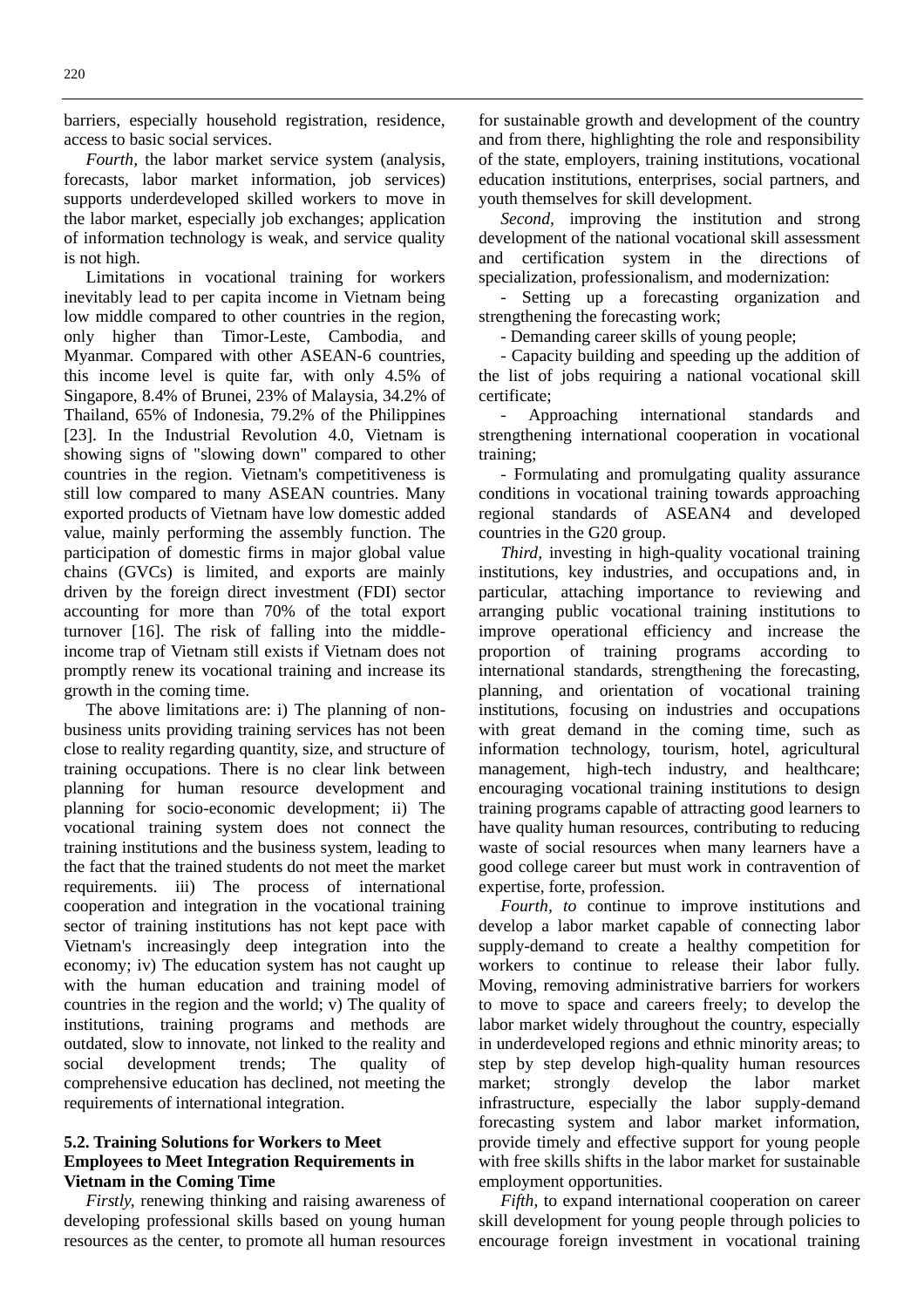barriers, especially household registration, residence, access to basic social services.

*Fourth,* the labor market service system (analysis, forecasts, labor market information, job services) supports underdeveloped skilled workers to move in the labor market, especially job exchanges; application of information technology is weak, and service quality is not high.

Limitations in vocational training for workers inevitably lead to per capita income in Vietnam being low middle compared to other countries in the region, only higher than Timor-Leste, Cambodia, and Myanmar. Compared with other ASEAN-6 countries, this income level is quite far, with only 4.5% of Singapore, 8.4% of Brunei, 23% of Malaysia, 34.2% of Thailand, 65% of Indonesia, 79.2% of the Philippines [23]. In the Industrial Revolution 4.0, Vietnam is showing signs of "slowing down" compared to other countries in the region. Vietnam's competitiveness is still low compared to many ASEAN countries. Many exported products of Vietnam have low domestic added value, mainly performing the assembly function. The participation of domestic firms in major global value chains (GVCs) is limited, and exports are mainly driven by the foreign direct investment (FDI) sector accounting for more than 70% of the total export turnover [16]. The risk of falling into the middle-income trap of Vietnam still exists if Vietnam does not promptly renew its vocational training and increase its growth in the coming time.

The above limitations are: i) The planning of non-business units providing training services has not been close to reality regarding quantity, size, and structure of training occupations. There is no clear link between planning for human resource development and planning for socio-economic development; ii) The vocational training system does not connect the training institutions and the business system, leading to the fact that the trained students do not meet the market requirements. iii) The process of international cooperation and integration in the vocational training sector of training institutions has not kept pace with Vietnam's increasingly deep integration into the economy; iv) The education system has not caught up with the human education and training model of countries in the region and the world; v) The quality of institutions, training programs and methods are outdated, slow to innovate, not linked to the reality and social development trends; The quality of comprehensive education has declined, not meeting the requirements of international integration.

### 5.2. Training Solutions for Workers to Meet Employees to Meet Integration Requirements in Vietnam in the Coming Time

*Firstly,* renewing thinking and raising awareness of developing professional skills based on young human resources as the center, to promote all human resources for sustainable growth and development of the country and from there, highlighting the role and responsibility of the state, employers, training institutions, vocational education institutions, enterprises, social partners, and youth themselves for skill development.

*Second,* improving the institution and strong development of the national vocational skill assessment and certification system in the directions of specialization, professionalism, and modernization:

- Setting up a forecasting organization and strengthening the forecasting work;
- Demanding career skills of young people;
- Capacity building and speeding up the addition of the list of jobs requiring a national vocational skill certificate;
- Approaching international standards and strengthening international cooperation in vocational training;
- Formulating and promulgating quality assurance conditions in vocational training towards approaching regional standards of ASEAN4 and developed countries in the G20 group.

*Third,* investing in high-quality vocational training institutions, key industries, and occupations and, in particular, attaching importance to reviewing and arranging public vocational training institutions to improve operational efficiency and increase the proportion of training programs according to international standards, strengthening the forecasting, planning, and orientation of vocational training institutions, focusing on industries and occupations with great demand in the coming time, such as information technology, tourism, hotel, agricultural management, high-tech industry, and healthcare; encouraging vocational training institutions to design training programs capable of attracting good learners to have quality human resources, contributing to reducing waste of social resources when many learners have a good college career but must work in contravention of expertise, forte, profession.

*Fourth, to* continue to improve institutions and develop a labor market capable of connecting labor supply-demand to create a healthy competition for workers to continue to release their labor fully. Moving, removing administrative barriers for workers to move to space and careers freely; to develop the labor market widely throughout the country, especially in underdeveloped regions and ethnic minority areas; to step by step develop high-quality human resources market; strongly develop the labor market infrastructure, especially the labor supply-demand forecasting system and labor market information, provide timely and effective support for young people with free skills shifts in the labor market for sustainable employment opportunities.

*Fifth,* to expand international cooperation on career skill development for young people through policies to encourage foreign investment in vocational training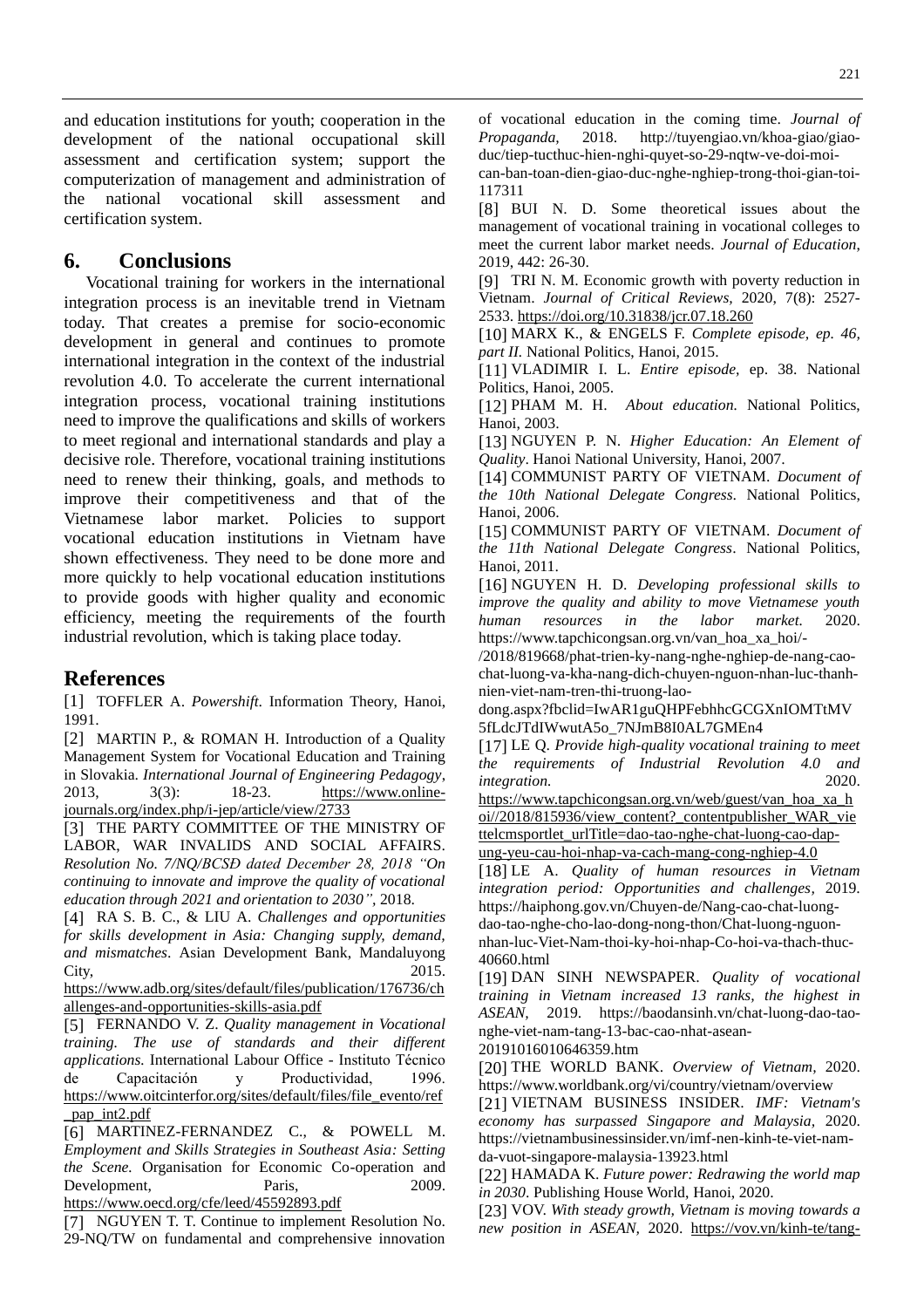and education institutions for youth; cooperation in the development of the national occupational skill assessment and certification system; support the computerization of management and administration of the national vocational skill assessment and certification system.

## 6. Conclusions

Vocational training for workers in the international integration process is an inevitable trend in Vietnam today. That creates a premise for socio-economic development in general and continues to promote international integration in the context of the industrial revolution 4.0. To accelerate the current international integration process, vocational training institutions need to improve the qualifications and skills of workers to meet regional and international standards and play a decisive role. Therefore, vocational training institutions need to renew their thinking, goals, and methods to improve their competitiveness and that of the Vietnamese labor market. Policies to support vocational education institutions in Vietnam have shown effectiveness. They need to be done more and more quickly to help vocational education institutions to provide goods with higher quality and economic efficiency, meeting the requirements of the fourth industrial revolution, which is taking place today.

## References

[1] TOFFLER A. *Powershift*. Information Theory, Hanoi, 1991.

[2] MARTIN P., & ROMAN H. Introduction of a Quality Management System for Vocational Education and Training in Slovakia. *International Journal of Engineering Pedagogy*, 2013, 3(3): 18-23. https://www.online-journals.org/index.php/i-jep/article/view/2733

[3] THE PARTY COMMITTEE OF THE MINISTRY OF LABOR, WAR INVALIDS AND SOCIAL AFFAIRS. *Resolution No. 7/NQ/BCSĐ dated December 28, 2018 "On continuing to innovate and improve the quality of vocational education through 2021 and orientation to 2030"*, 2018.

[4] RA S. B. C., & LIU A. *Challenges and opportunities for skills development in Asia: Changing supply, demand, and mismatches*. Asian Development Bank, Mandaluyong City, 2015. https://www.adb.org/sites/default/files/publication/176736/challenges-and-opportunities-skills-asia.pdf

[5] FERNANDO V. Z. *Quality management in Vocational training. The use of standards and their different applications.* International Labour Office - Instituto Técnico de Capacitación y Productividad, 1996. https://www.oitcinterfor.org/sites/default/files/file_evento/ref_pap_int2.pdf

[6] MARTINEZ-FERNANDEZ C., & POWELL M. *Employment and Skills Strategies in Southeast Asia: Setting the Scene.* Organisation for Economic Co-operation and Development, Paris, 2009. https://www.oecd.org/cfe/leed/45592893.pdf

[7] NGUYEN T. T. Continue to implement Resolution No. 29-NQ/TW on fundamental and comprehensive innovation of vocational education in the coming time. *Journal of Propaganda,* 2018. http://tuyengiao.vn/khoa-giao/giao-duc/tiep-tucthuc-hien-nghi-quyet-so-29-nqtw-ve-doi-moi-can-ban-toan-dien-giao-duc-nghe-nghiep-trong-thoi-gian-toi-117311

[8] BUI N. D. Some theoretical issues about the management of vocational training in vocational colleges to meet the current labor market needs. *Journal of Education*, 2019, 442: 26-30.

[9] TRI N. M. Economic growth with poverty reduction in Vietnam. *Journal of Critical Reviews,* 2020, 7(8): 2527-2533. https://doi.org/10.31838/jcr.07.18.260

[10] MARX K., & ENGELS F. *Complete episode, ep. 46, part II.* National Politics, Hanoi, 2015.

[11] VLADIMIR I. L. *Entire episode,* ep. 38. National Politics, Hanoi, 2005.

[12] PHAM M. H. *About education.* National Politics, Hanoi, 2003.

[13] NGUYEN P. N. *Higher Education: An Element of Quality*. Hanoi National University, Hanoi, 2007.

[14] COMMUNIST PARTY OF VIETNAM. *Document of the 10th National Delegate Congress*. National Politics, Hanoi, 2006.

[15] COMMUNIST PARTY OF VIETNAM. *Document of the 11th National Delegate Congress*. National Politics, Hanoi, 2011.

[16] NGUYEN H. D. *Developing professional skills to improve the quality and ability to move Vietnamese youth human resources in the labor market.* 2020. https://www.tapchicongsan.org.vn/van_hoa_xa_hoi/-/2018/819668/phat-trien-ky-nang-nghe-nghiep-de-nang-cao-chat-luong-va-kha-nang-dich-chuyen-nguon-nhan-luc-thanh-nien-viet-nam-tren-thi-truong-lao-dong.aspx?fbclid=IwAR1guQHPFebhhcGCGXnIOMTtMV5fLdcJTdIWwutA5o_7NJmB8I0AL7GMEn4

[17] LE Q. *Provide high-quality vocational training to meet the requirements of Industrial Revolution 4.0 and integration.* 2020. https://www.tapchicongsan.org.vn/web/guest/van_hoa_xa_hoi//2018/815936/view_content?_contentpublisher_WAR_viettelcmsportlet_urlTitle=dao-tao-nghe-chat-luong-cao-dap-ung-yeu-cau-hoi-nhap-va-cach-mang-cong-nghiep-4.0

[18] LE A. *Quality of human resources in Vietnam integration period: Opportunities and challenges,* 2019. https://haiphong.gov.vn/Chuyen-de/Nang-cao-chat-luong-dao-tao-nghe-cho-lao-dong-nong-thon/Chat-luong-nguon-nhan-luc-Viet-Nam-thoi-ky-hoi-nhap-Co-hoi-va-thach-thuc-40660.html

[19] DAN SINH NEWSPAPER. *Quality of vocational training in Vietnam increased 13 ranks, the highest in ASEAN,* 2019. https://baodansinh.vn/chat-luong-dao-tao-nghe-viet-nam-tang-13-bac-cao-nhat-asean-20191016010646359.htm

[20] THE WORLD BANK. *Overview of Vietnam,* 2020. https://www.worldbank.org/vi/country/vietnam/overview

[21] VIETNAM BUSINESS INSIDER. *IMF: Vietnam's economy has surpassed Singapore and Malaysia,* 2020. https://vietnambusinessinsider.vn/imf-nen-kinh-te-viet-nam-da-vuot-singapore-malaysia-13923.html

[22] HAMADA K. *Future power: Redrawing the world map in 2030*. Publishing House World, Hanoi, 2020.

[23] VOV. *With steady growth, Vietnam is moving towards a new position in ASEAN,* 2020. https://vov.vn/kinh-te/tang-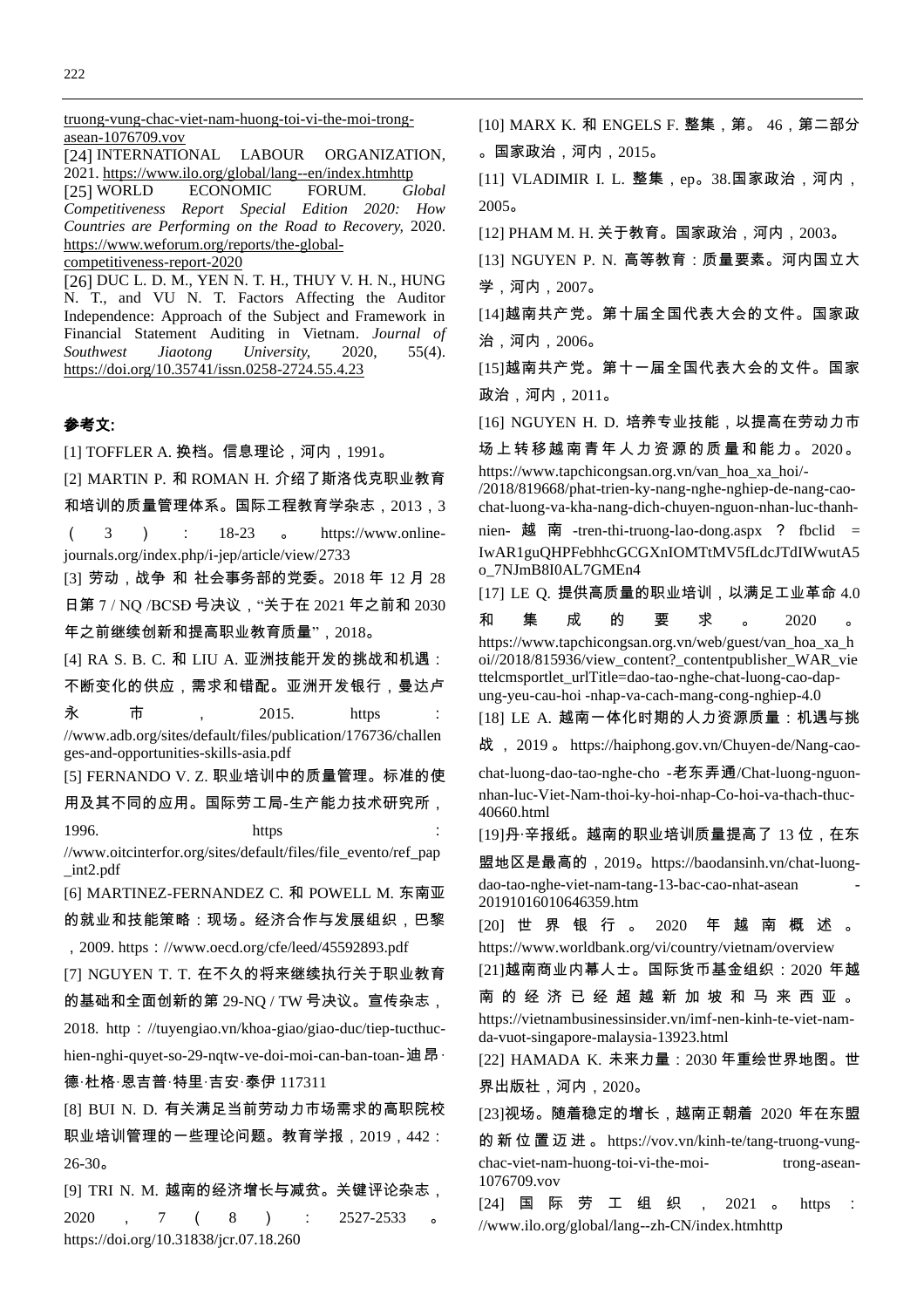truong-vung-chac-viet-nam-huong-toi-vi-the-moi-trong-asean-1076709.vov

[24] INTERNATIONAL LABOUR ORGANIZATION, 2021. https://www.ilo.org/global/lang--en/index.htmhttp

[25] WORLD ECONOMIC FORUM. *Global Competitiveness Report Special Edition 2020: How Countries are Performing on the Road to Recovery,* 2020. https://www.weforum.org/reports/the-global-competitiveness-report-2020

[26] DUC L. D. M., YEN N. T. H., THUY V. H. N., HUNG N. T., and VU N. T. Factors Affecting the Auditor Independence: Approach of the Subject and Framework in Financial Statement Auditing in Vietnam. *Journal of Southwest Jiaotong University,* 2020, 55(4). https://doi.org/10.35741/issn.0258-2724.55.4.23

## 参考文:

[1] TOFFLER A. 换档。信息理论，河内，1991。

[2] MARTIN P. 和 ROMAN H. 介绍了斯洛伐克职业教育和培训的质量管理体系。国际工程教育学杂志，2013，3 ( 3 ) : 18-23 。 https://www.online-journals.org/index.php/i-jep/article/view/2733

[3] 劳动，战争 和 社会事务部的党委。2018 年 12 月 28 日第 7 / NQ /BCSĐ 号决议，"关于在 2021 年之前和 2030 年之前继续创新和提高职业教育质量"，2018。

[4] RA S. B. C. 和 LIU A. 亚洲技能开发的挑战和机遇：不断变化的供应，需求和错配。亚洲开发银行，曼达卢永 市 , 2015. https : //www.adb.org/sites/default/files/publication/176736/challenges-and-opportunities-skills-asia.pdf

[5] FERNANDO V. Z. 职业培训中的质量管理。标准的使用及其不同的应用。国际劳工局-生产能力技术研究所，1996. https : //www.oitcinterfor.org/sites/default/files/file_evento/ref_pap_int2.pdf

[6] MARTINEZ-FERNANDEZ C. 和 POWELL M. 东南亚的就业和技能策略：现场。经济合作与发展组织，巴黎，2009. https：//www.oecd.org/cfe/leed/45592893.pdf

[7] NGUYEN T. T. 在不久的将来继续执行关于职业教育的基础和全面创新的第 29-NQ / TW 号决议。宣传杂志，2018. http：//tuyengiao.vn/khoa-giao/giao-duc/tiep-tucthuc-hien-nghi-quyet-so-29-nqtw-ve-doi-moi-can-ban-toan-迪昂·德·杜格·恩吉普·特里·吉安·泰伊 117311

[8] BUI N. D. 有关满足当前劳动力市场需求的高职院校职业培训管理的一些理论问题。教育学报，2019，442：26-30。

[9] TRI N. M. 越南的经济增长与减贫。关键评论杂志，2020 , 7 ( 8 ) : 2527-2533 。 https://doi.org/10.31838/jcr.07.18.260

[10] MARX K. 和 ENGELS F. 整集，第。 46，第二部分。国家政治，河内，2015。

[11] VLADIMIR I. L. 整集，ep。38.国家政治，河内，2005。

[12] PHAM M. H. 关于教育。国家政治，河内，2003。

[13] NGUYEN P. N. 高等教育：质量要素。河内国立大学，河内，2007。

[14]越南共产党。第十届全国代表大会的文件。国家政治，河内，2006。

[15]越南共产党。第十一届全国代表大会的文件。国家政治，河内，2011。

[16] NGUYEN H. D. 培养专业技能，以提高在劳动力市场上转移越南青年人力资源的质量和能力。2020。 https://www.tapchicongsan.org.vn/van_hoa_xa_hoi/-/2018/819668/phat-trien-ky-nang-nghe-nghiep-de-nang-cao-chat-luong-va-kha-nang-dich-chuyen-nguon-nhan-luc-thanh-nien- 越 南 -tren-thi-truong-lao-dong.aspx ? fbclid = IwAR1guQHPFebhhcGCGXnIOMTtMV5fLdcJTdIWwutA5o_7NJmB8I0AL7GMEn4

[17] LE Q. 提供高质量的职业培训，以满足工业革命 4.0 和 集 成 的 要 求 。 2020 。 https://www.tapchicongsan.org.vn/web/guest/van_hoa_xa_hoi//2018/815936/view_content?_contentpublisher_WAR_viettelcmsportlet_urlTitle=dao-tao-nghe-chat-luong-cao-dap-ung-yeu-cau-hoi -nhap-va-cach-mang-cong-nghiep-4.0

[18] LE A. 越南一体化时期的人力资源质量：机遇与挑战，2019。https://haiphong.gov.vn/Chuyen-de/Nang-cao-chat-luong-dao-tao-nghe-cho -老东弄通/Chat-luong-nguon-nhan-luc-Viet-Nam-thoi-ky-hoi-nhap-Co-hoi-va-thach-thuc-40660.html

[19]丹·辛报纸。越南的职业培训质量提高了 13 位，在东盟地区是最高的，2019。https://baodansinh.vn/chat-luong-dao-tao-nghe-viet-nam-tang-13-bac-cao-nhat-asean -20191016010646359.htm

[20] 世 界 银 行 。 2020 年 越 南 概 述 。 https://www.worldbank.org/vi/country/vietnam/overview

[21]越南商业内幕人士。国际货币基金组织：2020 年越南的经济已经超越新加坡和马来西亚。 https://vietnambusinessinsider.vn/imf-nen-kinh-te-viet-nam-da-vuot-singapore-malaysia-13923.html

[22] HAMADA K. 未来力量：2030 年重绘世界地图。世界出版社，河内，2020。

[23]视场。随着稳定的增长，越南正朝着 2020 年在东盟的新位置迈进。https://vov.vn/kinh-te/tang-truong-vung-chac-viet-nam-huong-toi-vi-the-moi- trong-asean-1076709.vov

[24] 国 际 劳 工 组 织 ， 2021 。 https : //www.ilo.org/global/lang--zh-CN/index.htmhttp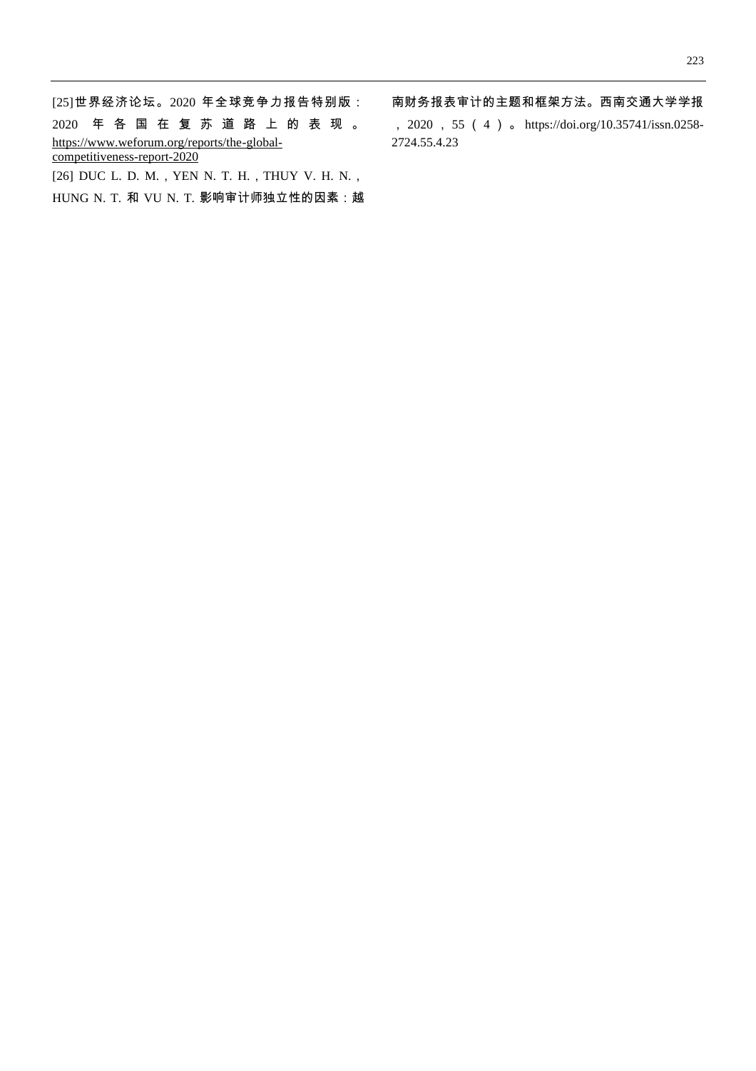[25]世界经济论坛。2020 年全球竞争力报告特别版：2020 年各国在复苏道路上的表现。https://www.weforum.org/reports/the-global-competitiveness-report-2020

[26] DUC L. D. M.，YEN N. T. H.，THUY V. H. N.，HUNG N. T. 和 VU N. T. 影响审计师独立性的因素：越南财务报表审计的主题和框架方法。西南交通大学学报，2020，55（4）。https://doi.org/10.35741/issn.0258-2724.55.4.23